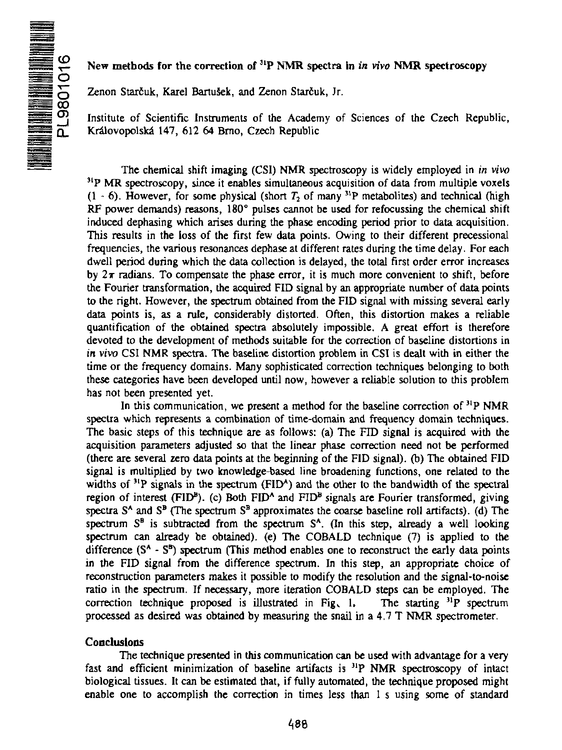# New methods for the correction of $^{31}$P NMR spectra in *in vivo* NMR spectroscopy

Zenon Starčuk, Karel Bartušek, and Zenon Starčuk, Jr.

Institute of Scientific Instruments of the Academy of Sciences of the Czech Republic, Královopolská 147, 612 64 Brno, Czech Republic

The chemical shift imaging (CSI) NMR spectroscopy is widely employed in *in vivo* $^{31}$P MR spectroscopy, since it enables simultaneous acquisition of data from multiple voxels (1 - 6). However, for some physical (short $T_2$ of many $^{31}$P metabolites) and technical (high RF power demands) reasons, 180° pulses cannot be used for refocussing the chemical shift induced dephasing which arises during the phase encoding period prior to data acquisition. This results in the loss of the first few data points. Owing to their different precessional frequencies, the various resonances dephase at different rates during the time delay. For each dwell period during which the data collection is delayed, the total first order error increases by $2\pi$ radians. To compensate the phase error, it is much more convenient to shift, before the Fourier transformation, the acquired FID signal by an appropriate number of data points to the right. However, the spectrum obtained from the FID signal with missing several early data points is, as a rule, considerably distorted. Often, this distortion makes a reliable quantification of the obtained spectra absolutely impossible. A great effort is therefore devoted to the development of methods suitable for the correction of baseline distortions in *in vivo* CSI NMR spectra. The baseline distortion problem in CSI is dealt with in either the time or the frequency domains. Many sophisticated correction techniques belonging to both these categories have been developed until now, however a reliable solution to this problem has not been presented yet.

In this communication, we present a method for the baseline correction of $^{31}$P NMR spectra which represents a combination of time-domain and frequency domain techniques. The basic steps of this technique are as follows: (a) The FID signal is acquired with the acquisition parameters adjusted so that the linear phase correction need not be performed (there are several zero data points at the beginning of the FID signal). (b) The obtained FID signal is multiplied by two knowledge-based line broadening functions, one related to the widths of $^{31}$P signals in the spectrum (FID$^A$) and the other to the bandwidth of the spectral region of interest (FID$^B$). (c) Both FID$^A$ and FID$^B$ signals are Fourier transformed, giving spectra $S^A$ and $S^B$ (The spectrum $S^B$ approximates the coarse baseline roll artifacts). (d) The spectrum $S^B$ is subtracted from the spectrum $S^A$. (In this step, already a well looking spectrum can already be obtained). (e) The COBALD technique (7) is applied to the difference ($S^A$ - $S^B$) spectrum (This method enables one to reconstruct the early data points in the FID signal from the difference spectrum. In this step, an appropriate choice of reconstruction parameters makes it possible to modify the resolution and the signal-to-noise ratio in the spectrum. If necessary, more iteration COBALD steps can be employed. The correction technique proposed is illustrated in Fig. 1. The starting $^{31}$P spectrum processed as desired was obtained by measuring the snail in a 4.7 T NMR spectrometer.

## Conclusions

The technique presented in this communication can be used with advantage for a very fast and efficient minimization of baseline artifacts is $^{31}$P NMR spectroscopy of intact biological tissues. It can be estimated that, if fully automated, the technique proposed might enable one to accomplish the correction in times less than 1 s using some of standard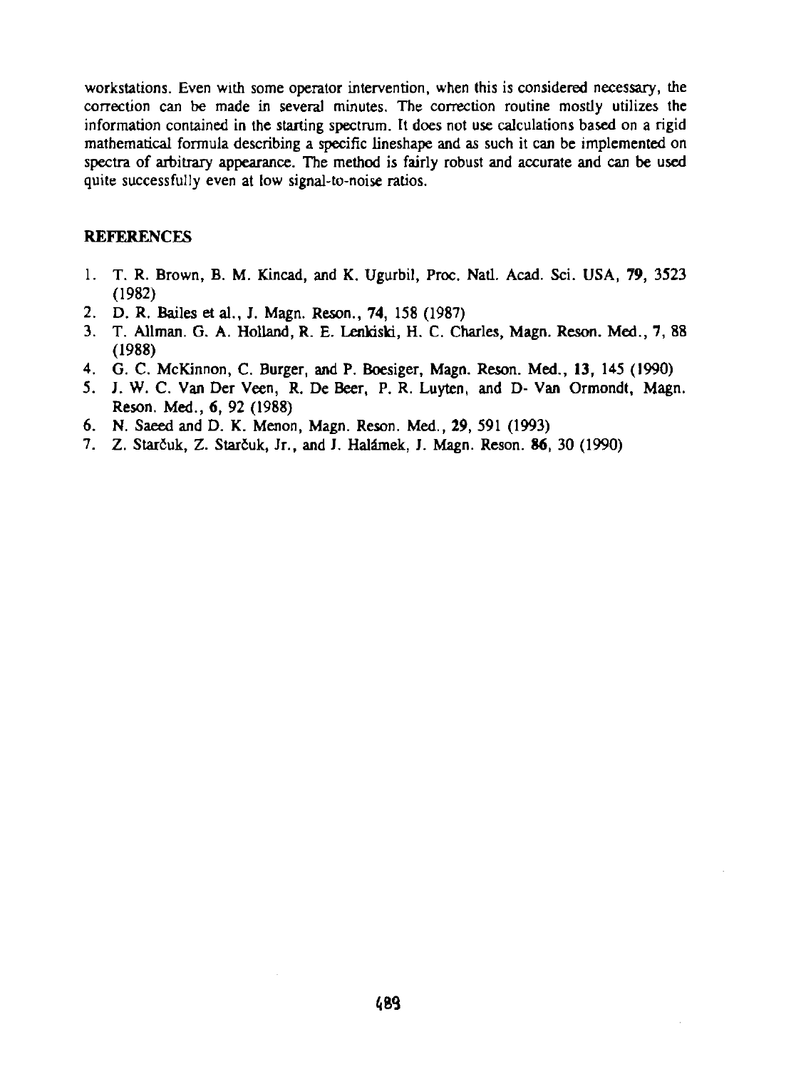workstations. Even with some operator intervention, when this is considered necessary, the correction can be made in several minutes. The correction routine mostly utilizes the information contained in the starting spectrum. It does not use calculations based on a rigid mathematical formula describing a specific lineshape and as such it can be implemented on spectra of arbitrary appearance. The method is fairly robust and accurate and can be used quite successfully even at low signal-to-noise ratios.

## REFERENCES

1. T. R. Brown, B. M. Kincad, and K. Ugurbil, Proc. Natl. Acad. Sci. USA, **79**, 3523 (1982)
2. D. R. Bailes et al., J. Magn. Reson., **74**, 158 (1987)
3. T. Allman. G. A. Holland, R. E. Lenkiski, H. C. Charles, Magn. Reson. Med., **7**, 88 (1988)
4. G. C. McKinnon, C. Burger, and P. Boesiger, Magn. Reson. Med., **13**, 145 (1990)
5. J. W. C. Van Der Veen, R. De Beer, P. R. Luyten, and D- Van Ormondt, Magn. Reson. Med., **6**, 92 (1988)
6. N. Saeed and D. K. Menon, Magn. Reson. Med., **29**, 591 (1993)
7. Z. Starčuk, Z. Starčuk, Jr., and J. Halámek, J. Magn. Reson. **86**, 30 (1990)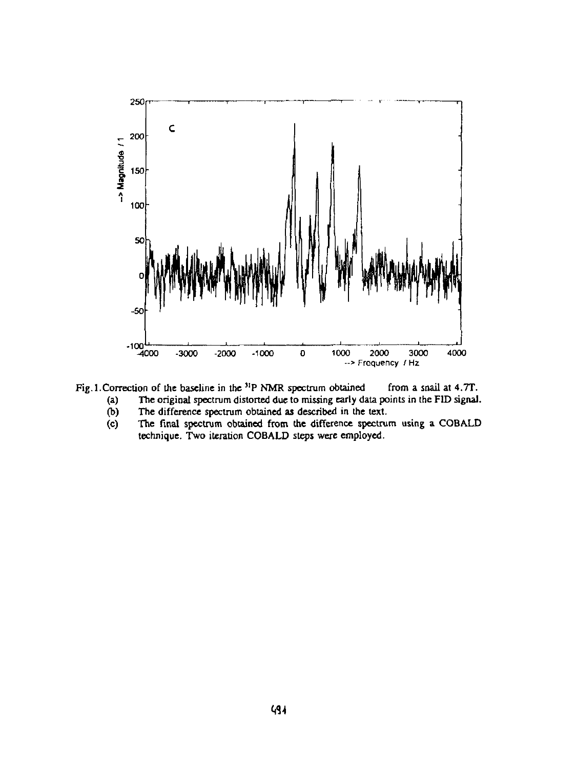c

250

200

150

100

50

0

-50

-100

-4000 -3000 -2000 -1000 0 1000 2000 3000 4000

--> Magnitude / 1

--> Frequency / Hz

Fig.1. Correction of the baseline in the $^{31}P$ NMR spectrum obtained from a snail at 4.7T.

(a) The original spectrum distorted due to missing early data points in the FID signal.

(b) The difference spectrum obtained as described in the text.

(c) The final spectrum obtained from the difference spectrum using a COBALD technique. Two iteration COBALD steps were employed.